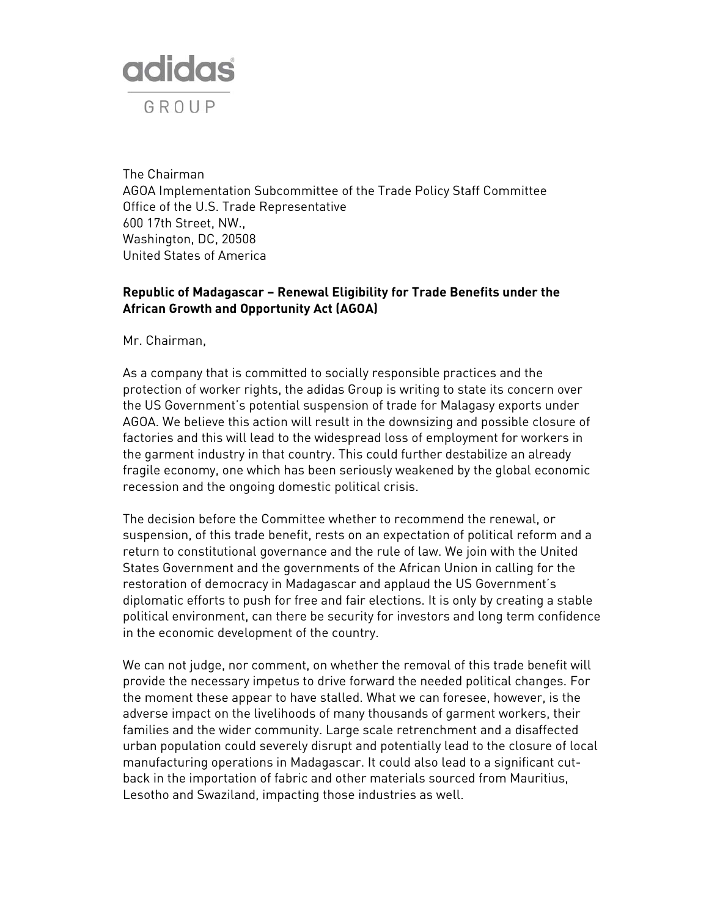adidas GROUP

The Chairman
AGOA Implementation Subcommittee of the Trade Policy Staff Committee
Office of the U.S. Trade Representative
600 17th Street, NW.,
Washington, DC, 20508
United States of America

**Republic of Madagascar – Renewal Eligibility for Trade Benefits under the African Growth and Opportunity Act (AGOA)**

Mr. Chairman,

As a company that is committed to socially responsible practices and the protection of worker rights, the adidas Group is writing to state its concern over the US Government's potential suspension of trade for Malagasy exports under AGOA. We believe this action will result in the downsizing and possible closure of factories and this will lead to the widespread loss of employment for workers in the garment industry in that country. This could further destabilize an already fragile economy, one which has been seriously weakened by the global economic recession and the ongoing domestic political crisis.

The decision before the Committee whether to recommend the renewal, or suspension, of this trade benefit, rests on an expectation of political reform and a return to constitutional governance and the rule of law. We join with the United States Government and the governments of the African Union in calling for the restoration of democracy in Madagascar and applaud the US Government's diplomatic efforts to push for free and fair elections. It is only by creating a stable political environment, can there be security for investors and long term confidence in the economic development of the country.

We can not judge, nor comment, on whether the removal of this trade benefit will provide the necessary impetus to drive forward the needed political changes. For the moment these appear to have stalled. What we can foresee, however, is the adverse impact on the livelihoods of many thousands of garment workers, their families and the wider community. Large scale retrenchment and a disaffected urban population could severely disrupt and potentially lead to the closure of local manufacturing operations in Madagascar. It could also lead to a significant cut-back in the importation of fabric and other materials sourced from Mauritius, Lesotho and Swaziland, impacting those industries as well.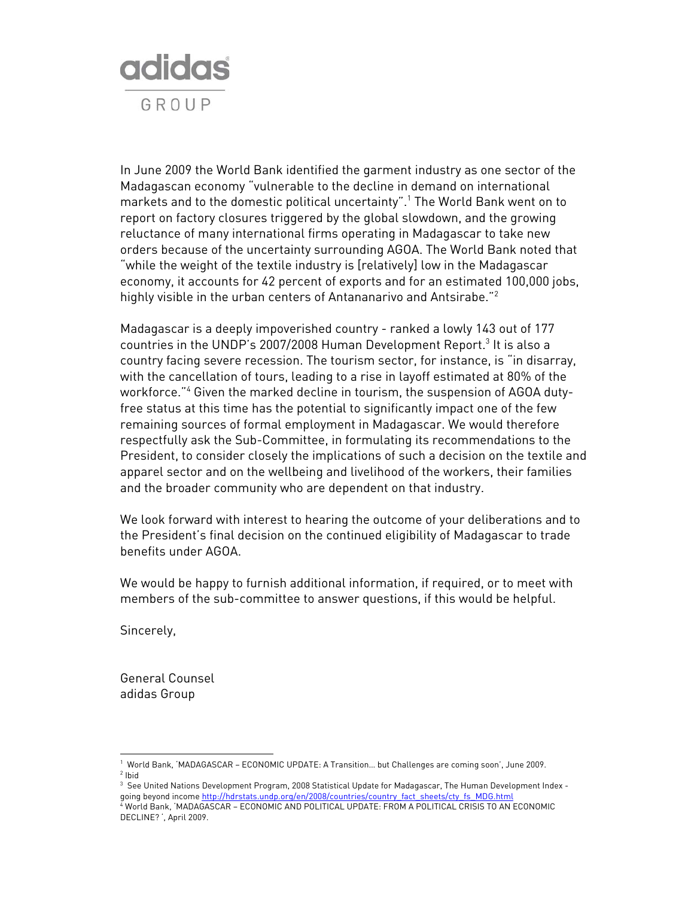adidas

GROUP

In June 2009 the World Bank identified the garment industry as one sector of the Madagascan economy "vulnerable to the decline in demand on international markets and to the domestic political uncertainty".[1] The World Bank went on to report on factory closures triggered by the global slowdown, and the growing reluctance of many international firms operating in Madagascar to take new orders because of the uncertainty surrounding AGOA. The World Bank noted that "while the weight of the textile industry is [relatively] low in the Madagascar economy, it accounts for 42 percent of exports and for an estimated 100,000 jobs, highly visible in the urban centers of Antananarivo and Antsirabe."[2]

Madagascar is a deeply impoverished country - ranked a lowly 143 out of 177 countries in the UNDP's 2007/2008 Human Development Report.[3] It is also a country facing severe recession. The tourism sector, for instance, is "in disarray, with the cancellation of tours, leading to a rise in layoff estimated at 80% of the workforce."[4] Given the marked decline in tourism, the suspension of AGOA duty-free status at this time has the potential to significantly impact one of the few remaining sources of formal employment in Madagascar. We would therefore respectfully ask the Sub-Committee, in formulating its recommendations to the President, to consider closely the implications of such a decision on the textile and apparel sector and on the wellbeing and livelihood of the workers, their families and the broader community who are dependent on that industry.

We look forward with interest to hearing the outcome of your deliberations and to the President's final decision on the continued eligibility of Madagascar to trade benefits under AGOA.

We would be happy to furnish additional information, if required, or to meet with members of the sub-committee to answer questions, if this would be helpful.

Sincerely,

General Counsel
adidas Group

---

[1] World Bank, 'MADAGASCAR – ECONOMIC UPDATE: A Transition… but Challenges are coming soon', June 2009.

[2] Ibid

[3] See United Nations Development Program, 2008 Statistical Update for Madagascar, The Human Development Index - going beyond income http://hdrstats.undp.org/en/2008/countries/country_fact_sheets/cty_fs_MDG.html

[4] World Bank, 'MADAGASCAR – ECONOMIC AND POLITICAL UPDATE: FROM A POLITICAL CRISIS TO AN ECONOMIC DECLINE? ', April 2009.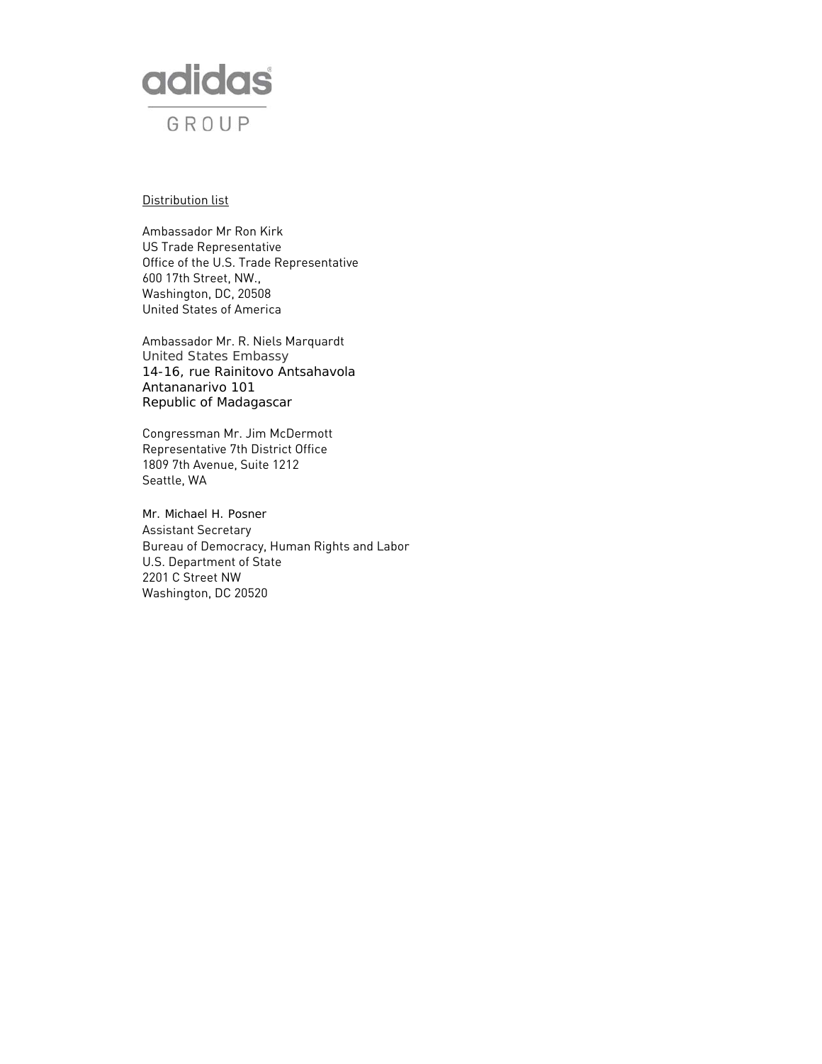adidas GROUP

Distribution list

Ambassador Mr Ron Kirk
US Trade Representative
Office of the U.S. Trade Representative
600 17th Street, NW.,
Washington, DC, 20508
United States of America

Ambassador Mr. R. Niels Marquardt
United States Embassy
14-16, rue Rainitovo Antsahavola
Antananarivo 101
Republic of Madagascar

Congressman Mr. Jim McDermott
Representative 7th District Office
1809 7th Avenue, Suite 1212
Seattle, WA

Mr. Michael H. Posner
Assistant Secretary
Bureau of Democracy, Human Rights and Labor
U.S. Department of State
2201 C Street NW
Washington, DC 20520